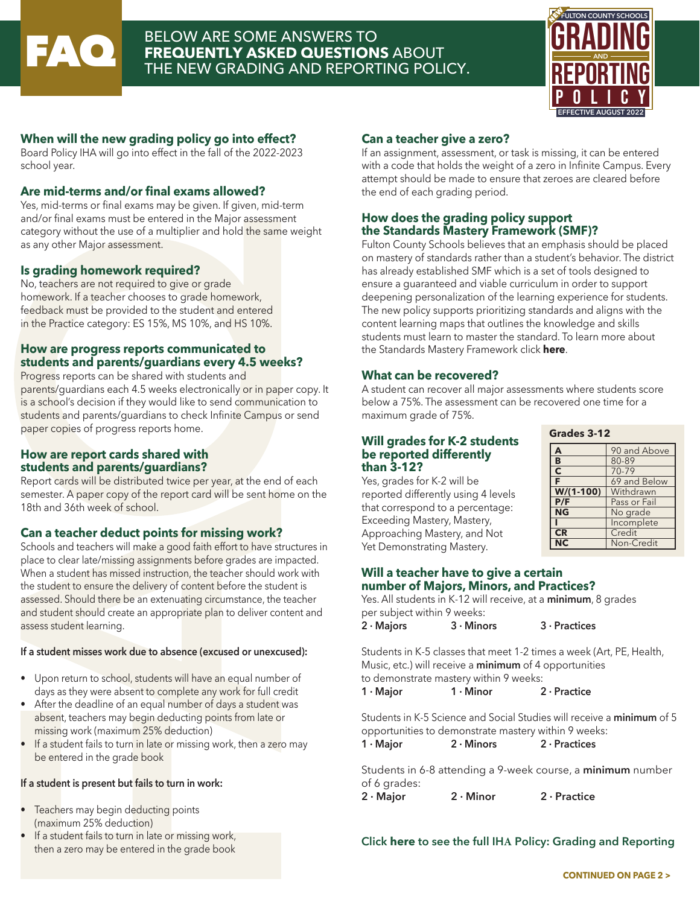# FAQ

BELOW ARE SOME ANSWERS TO **FREQUENTLY ASKED QUESTIONS** ABOUT THE NEW GRADING AND REPORTING POLICY.

NEW FULTON COUNTY SCHOOLS GRADING AND REPORTING POLICY — EFFECTIVE AUGUST 2022

### When will the new grading policy go into effect?

Board Policy IHA will go into effect in the fall of the 2022-2023 school year.

### Are mid-terms and/or final exams allowed?

Yes, mid-terms or final exams may be given. If given, mid-term and/or final exams must be entered in the Major assessment category without the use of a multiplier and hold the same weight as any other Major assessment.

### Is grading homework required?

No, teachers are not required to give or grade homework. If a teacher chooses to grade homework, feedback must be provided to the student and entered in the Practice category: ES 15%, MS 10%, and HS 10%.

### How are progress reports communicated to students and parents/guardians every 4.5 weeks?

Progress reports can be shared with students and parents/guardians each 4.5 weeks electronically or in paper copy. It is a school's decision if they would like to send communication to students and parents/guardians to check Infinite Campus or send paper copies of progress reports home.

### How are report cards shared with students and parents/guardians?

Report cards will be distributed twice per year, at the end of each semester. A paper copy of the report card will be sent home on the 18th and 36th week of school.

### Can a teacher deduct points for missing work?

Schools and teachers will make a good faith effort to have structures in place to clear late/missing assignments before grades are impacted. When a student has missed instruction, the teacher should work with the student to ensure the delivery of content before the student is assessed. Should there be an extenuating circumstance, the teacher and student should create an appropriate plan to deliver content and assess student learning.

**If a student misses work due to absence (excused or unexcused):**

- Upon return to school, students will have an equal number of days as they were absent to complete any work for full credit
- After the deadline of an equal number of days a student was absent, teachers may begin deducting points from late or missing work (maximum 25% deduction)
- If a student fails to turn in late or missing work, then a zero may be entered in the grade book

**If a student is present but fails to turn in work:**

- Teachers may begin deducting points (maximum 25% deduction)
- If a student fails to turn in late or missing work, then a zero may be entered in the grade book

### Can a teacher give a zero?

If an assignment, assessment, or task is missing, it can be entered with a code that holds the weight of a zero in Infinite Campus. Every attempt should be made to ensure that zeroes are cleared before the end of each grading period.

### How does the grading policy support the Standards Mastery Framework (SMF)?

Fulton County Schools believes that an emphasis should be placed on mastery of standards rather than a student's behavior. The district has already established SMF which is a set of tools designed to ensure a guaranteed and viable curriculum in order to support deepening personalization of the learning experience for students. The new policy supports prioritizing standards and aligns with the content learning maps that outlines the knowledge and skills students must learn to master the standard. To learn more about the Standards Mastery Framework click **here**.

### What can be recovered?

A student can recover all major assessments where students score below a 75%. The assessment can be recovered one time for a maximum grade of 75%.

### Will grades for K-2 students be reported differently than 3-12?

Yes, grades for K-2 will be reported differently using 4 levels that correspond to a percentage: Exceeding Mastery, Mastery, Approaching Mastery, and Not Yet Demonstrating Mastery.

**Grades 3-12**

| Grade | Meaning |
|---|---|
| A | 90 and Above |
| B | 80-89 |
| C | 70-79 |
| F | 69 and Below |
| W/(1-100) | Withdrawn |
| P/F | Pass or Fail |
| NG | No grade |
| I | Incomplete |
| CR | Credit |
| NC | Non-Credit |

### Will a teacher have to give a certain number of Majors, Minors, and Practices?

Yes. All students in K-12 will receive, at a **minimum**, 8 grades per subject within 9 weeks:

**2 · Majors** **3 · Minors** **3 · Practices**

Students in K-5 classes that meet 1-2 times a week (Art, PE, Health, Music, etc.) will receive a **minimum** of 4 opportunities to demonstrate mastery within 9 weeks:

**1 · Major** **1 · Minor** **2 · Practice**

Students in K-5 Science and Social Studies will receive a **minimum** of 5 opportunities to demonstrate mastery within 9 weeks:

**1 · Major** **2 · Minors** **2 · Practices**

Students in 6-8 attending a 9-week course, a **minimum** number of 6 grades:

**2 · Major** **2 · Minor** **2 · Practice**

Click **here** to see the full IHA Policy: Grading and Reporting

**CONTINUED ON PAGE 2 >**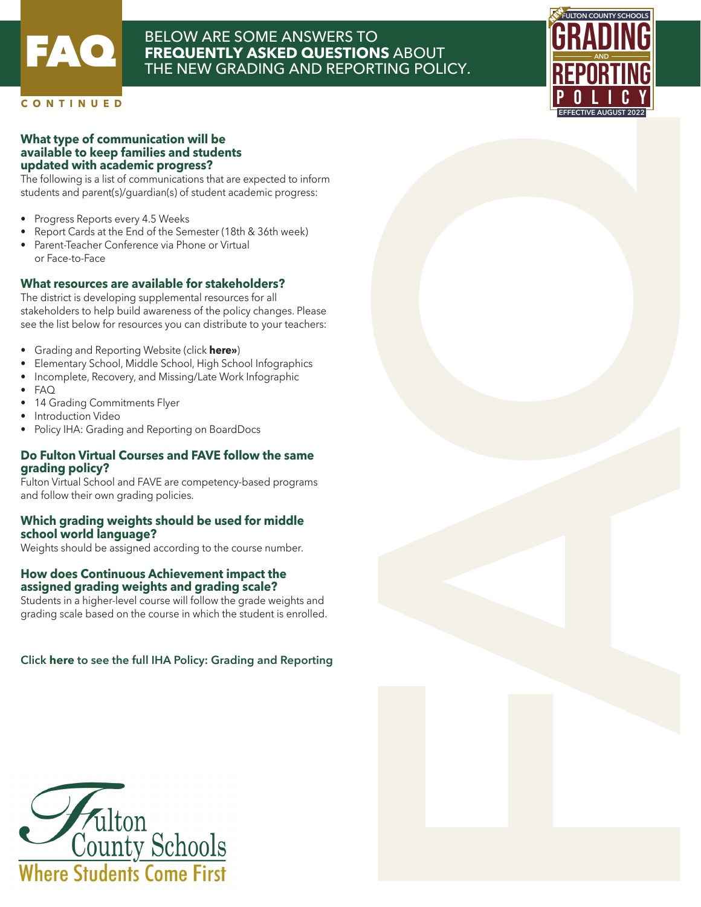# FAQ

CONTINUED

BELOW ARE SOME ANSWERS TO **FREQUENTLY ASKED QUESTIONS** ABOUT THE NEW GRADING AND REPORTING POLICY.

NEW FULTON COUNTY SCHOOLS GRADING AND REPORTING POLICY EFFECTIVE AUGUST 2022

### What type of communication will be available to keep families and students updated with academic progress?

The following is a list of communications that are expected to inform students and parent(s)/guardian(s) of student academic progress:

- Progress Reports every 4.5 Weeks
- Report Cards at the End of the Semester (18th & 36th week)
- Parent-Teacher Conference via Phone or Virtual or Face-to-Face

### What resources are available for stakeholders?

The district is developing supplemental resources for all stakeholders to help build awareness of the policy changes. Please see the list below for resources you can distribute to your teachers:

- Grading and Reporting Website (click **here»**)
- Elementary School, Middle School, High School Infographics
- Incomplete, Recovery, and Missing/Late Work Infographic
- FAQ
- 14 Grading Commitments Flyer
- Introduction Video
- Policy IHA: Grading and Reporting on BoardDocs

### Do Fulton Virtual Courses and FAVE follow the same grading policy?

Fulton Virtual School and FAVE are competency-based programs and follow their own grading policies.

### Which grading weights should be used for middle school world language?

Weights should be assigned according to the course number.

### How does Continuous Achievement impact the assigned grading weights and grading scale?

Students in a higher-level course will follow the grade weights and grading scale based on the course in which the student is enrolled.

Click **here** to see the full IHA Policy: Grading and Reporting

Fulton County Schools
Where Students Come First